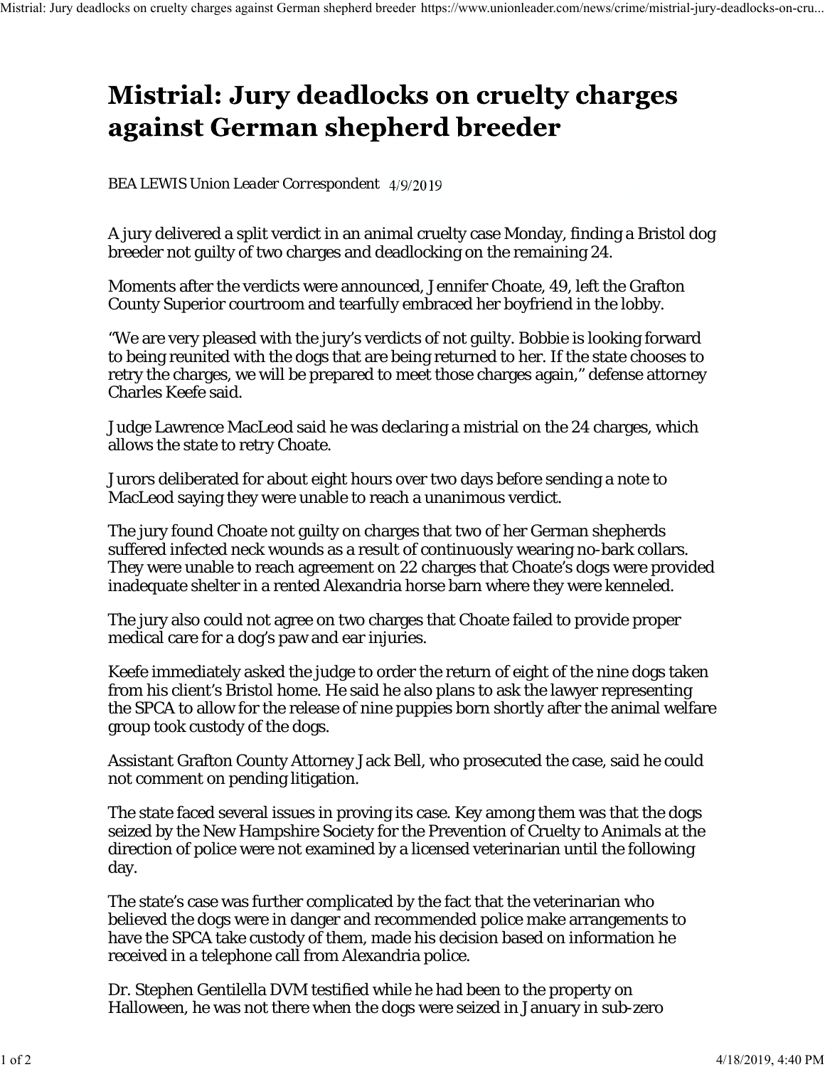# Mistrial: Jury deadlocks on cruelty charges against German shepherd breeder

*BEA LEWIS Union Leader Correspondent* 4/9/2019

A jury delivered a split verdict in an animal cruelty case Monday, finding a Bristol dog breeder not guilty of two charges and deadlocking on the remaining 24.

Moments after the verdicts were announced, Jennifer Choate, 49, left the Grafton County Superior courtroom and tearfully embraced her boyfriend in the lobby.

"We are very pleased with the jury's verdicts of not guilty. Bobbie is looking forward to being reunited with the dogs that are being returned to her. If the state chooses to retry the charges, we will be prepared to meet those charges again," defense attorney Charles Keefe said.

Judge Lawrence MacLeod said he was declaring a mistrial on the 24 charges, which allows the state to retry Choate.

Jurors deliberated for about eight hours over two days before sending a note to MacLeod saying they were unable to reach a unanimous verdict.

The jury found Choate not guilty on charges that two of her German shepherds suffered infected neck wounds as a result of continuously wearing no-bark collars. They were unable to reach agreement on 22 charges that Choate's dogs were provided inadequate shelter in a rented Alexandria horse barn where they were kenneled.

The jury also could not agree on two charges that Choate failed to provide proper medical care for a dog's paw and ear injuries.

Keefe immediately asked the judge to order the return of eight of the nine dogs taken from his client's Bristol home. He said he also plans to ask the lawyer representing the SPCA to allow for the release of nine puppies born shortly after the animal welfare group took custody of the dogs.

Assistant Grafton County Attorney Jack Bell, who prosecuted the case, said he could not comment on pending litigation.

The state faced several issues in proving its case. Key among them was that the dogs seized by the New Hampshire Society for the Prevention of Cruelty to Animals at the direction of police were not examined by a licensed veterinarian until the following day.

The state's case was further complicated by the fact that the veterinarian who believed the dogs were in danger and recommended police make arrangements to have the SPCA take custody of them, made his decision based on information he received in a telephone call from Alexandria police.

Dr. Stephen Gentilella DVM testified while he had been to the property on Halloween, he was not there when the dogs were seized in January in sub-zero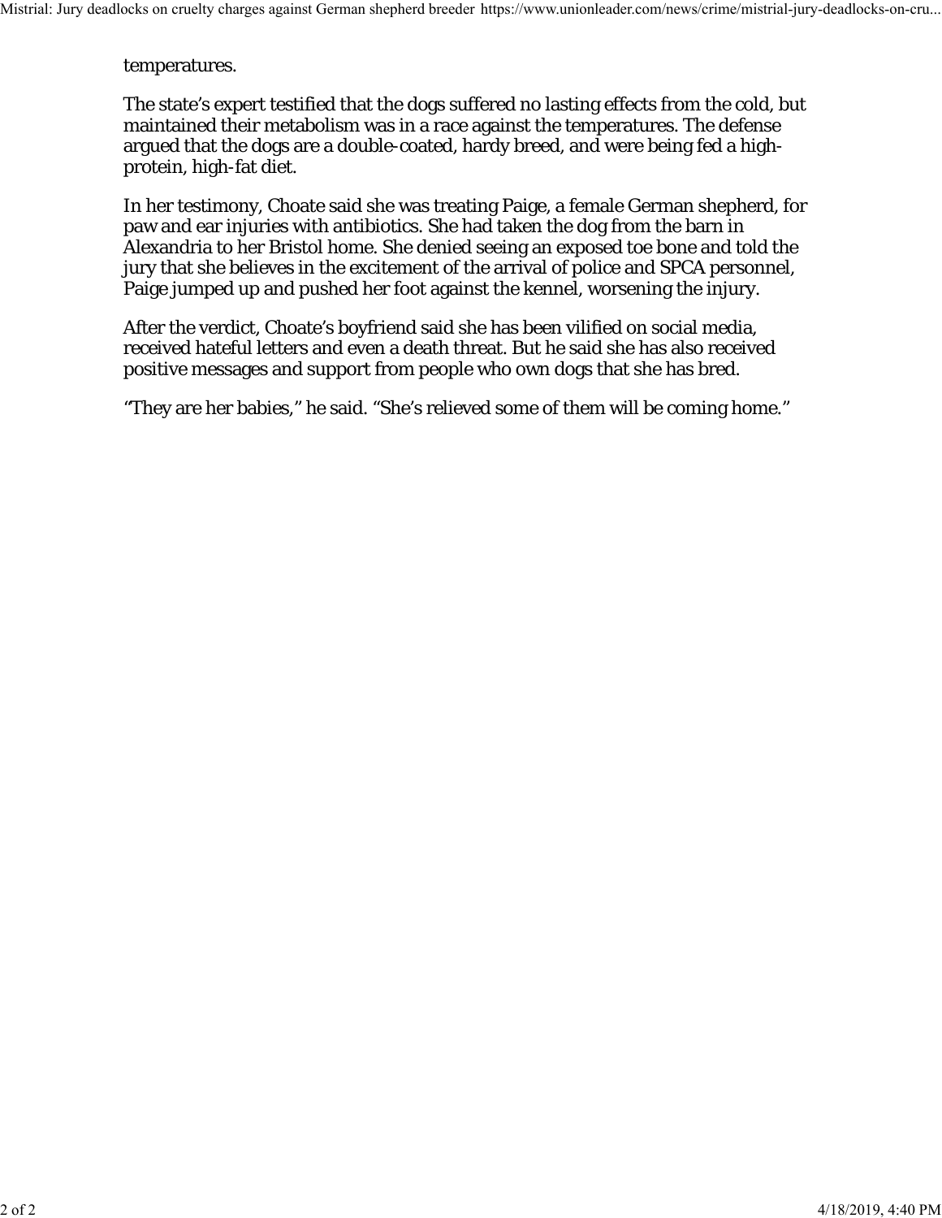temperatures.

The state's expert testified that the dogs suffered no lasting effects from the cold, but maintained their metabolism was in a race against the temperatures. The defense argued that the dogs are a double-coated, hardy breed, and were being fed a high-protein, high-fat diet.

In her testimony, Choate said she was treating Paige, a female German shepherd, for paw and ear injuries with antibiotics. She had taken the dog from the barn in Alexandria to her Bristol home. She denied seeing an exposed toe bone and told the jury that she believes in the excitement of the arrival of police and SPCA personnel, Paige jumped up and pushed her foot against the kennel, worsening the injury.

After the verdict, Choate's boyfriend said she has been vilified on social media, received hateful letters and even a death threat. But he said she has also received positive messages and support from people who own dogs that she has bred.

"They are her babies," he said. "She's relieved some of them will be coming home."